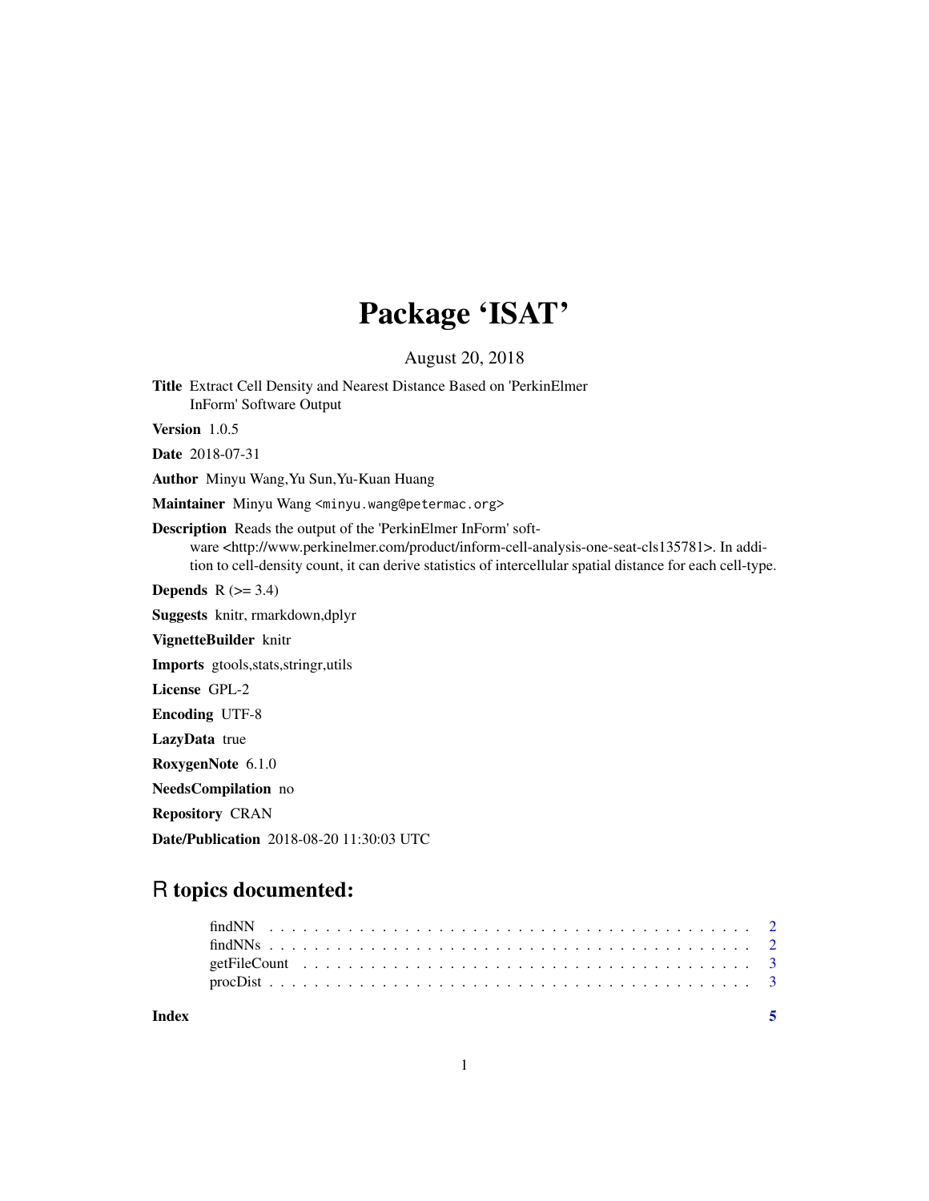# Package 'ISAT'

August 20, 2018

**Title** Extract Cell Density and Nearest Distance Based on 'PerkinElmer InForm' Software Output

**Version** 1.0.5

**Date** 2018-07-31

**Author** Minyu Wang,Yu Sun,Yu-Kuan Huang

**Maintainer** Minyu Wang <minyu.wang@petermac.org>

**Description** Reads the output of the 'PerkinElmer InForm' software <http://www.perkinelmer.com/product/inform-cell-analysis-one-seat-cls135781>. In addition to cell-density count, it can derive statistics of intercellular spatial distance for each cell-type.

**Depends** R (>= 3.4)

**Suggests** knitr, rmarkdown,dplyr

**VignetteBuilder** knitr

**Imports** gtools,stats,stringr,utils

**License** GPL-2

**Encoding** UTF-8

**LazyData** true

**RoxygenNote** 6.1.0

**NeedsCompilation** no

**Repository** CRAN

**Date/Publication** 2018-08-20 11:30:03 UTC

## R topics documented:

findNN . . . . . . . . . . . . . . . . . . . . . . . . . . . . . . . . . . . . . . . . . . 2
findNNs . . . . . . . . . . . . . . . . . . . . . . . . . . . . . . . . . . . . . . . . . 2
getFileCount . . . . . . . . . . . . . . . . . . . . . . . . . . . . . . . . . . . . . . 3
procDist . . . . . . . . . . . . . . . . . . . . . . . . . . . . . . . . . . . . . . . . . 3

**Index** **5**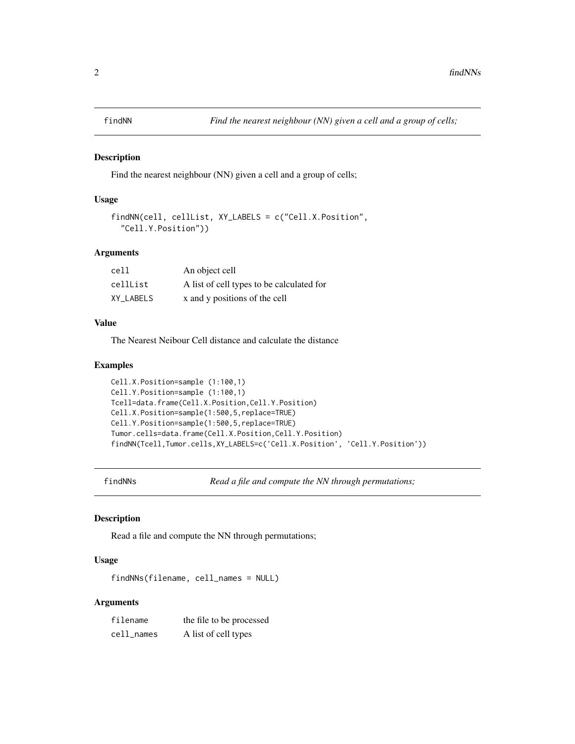## findNN *Find the nearest neighbour (NN) given a cell and a group of cells;*

### Description

Find the nearest neighbour (NN) given a cell and a group of cells;

### Usage

```
findNN(cell, cellList, XY_LABELS = c("Cell.X.Position",
  "Cell.Y.Position"))
```

### Arguments

| | |
|---|---|
| cell | An object cell |
| cellList | A list of cell types to be calculated for |
| XY_LABELS | x and y positions of the cell |

### Value

The Nearest Neibour Cell distance and calculate the distance

### Examples

```
Cell.X.Position=sample (1:100,1)
Cell.Y.Position=sample (1:100,1)
Tcell=data.frame(Cell.X.Position,Cell.Y.Position)
Cell.X.Position=sample(1:500,5,replace=TRUE)
Cell.Y.Position=sample(1:500,5,replace=TRUE)
Tumor.cells=data.frame(Cell.X.Position,Cell.Y.Position)
findNN(Tcell,Tumor.cells,XY_LABELS=c('Cell.X.Position', 'Cell.Y.Position'))
```

## findNNs *Read a file and compute the NN through permutations;*

### Description

Read a file and compute the NN through permutations;

### Usage

```
findNNs(filename, cell_names = NULL)
```

### Arguments

| | |
|---|---|
| filename | the file to be processed |
| cell_names | A list of cell types |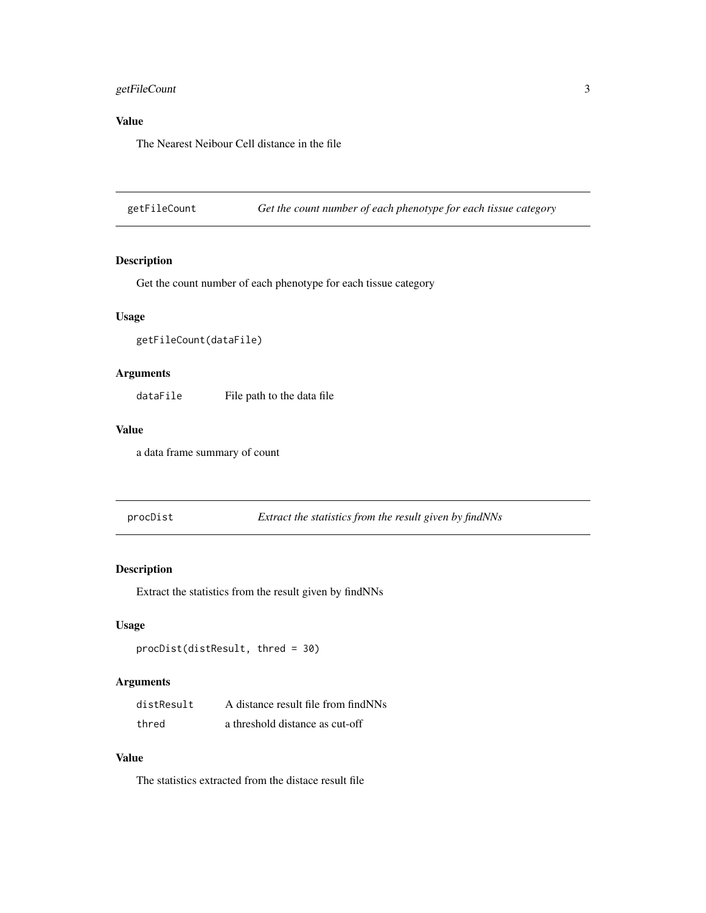### Value

The Nearest Neibour Cell distance in the file

## getFileCount *Get the count number of each phenotype for each tissue category*

### Description

Get the count number of each phenotype for each tissue category

### Usage

```
getFileCount(dataFile)
```

### Arguments

| | |
|---|---|
| dataFile | File path to the data file |

### Value

a data frame summary of count

## procDist *Extract the statistics from the result given by findNNs*

### Description

Extract the statistics from the result given by findNNs

### Usage

```
procDist(distResult, thred = 30)
```

### Arguments

| | |
|---|---|
| distResult | A distance result file from findNNs |
| thred | a threshold distance as cut-off |

### Value

The statistics extracted from the distace result file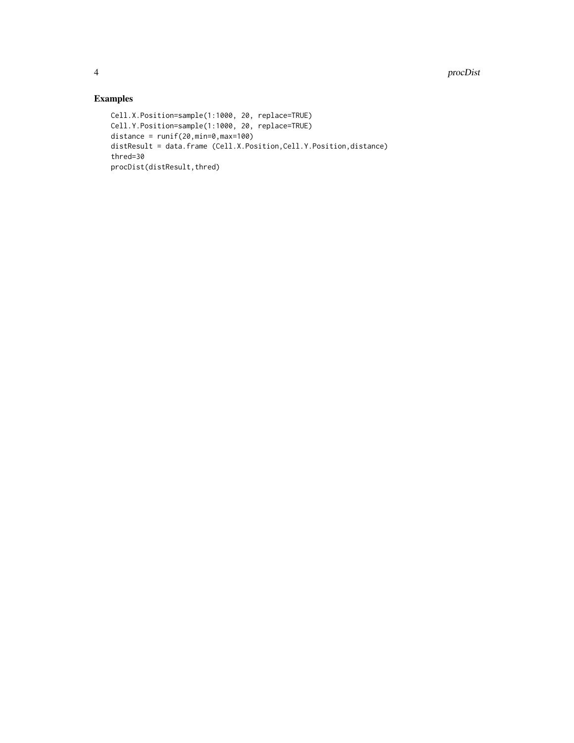## Examples

```
Cell.X.Position=sample(1:1000, 20, replace=TRUE)
Cell.Y.Position=sample(1:1000, 20, replace=TRUE)
distance = runif(20,min=0,max=100)
distResult = data.frame (Cell.X.Position,Cell.Y.Position,distance)
thred=30
procDist(distResult,thred)
```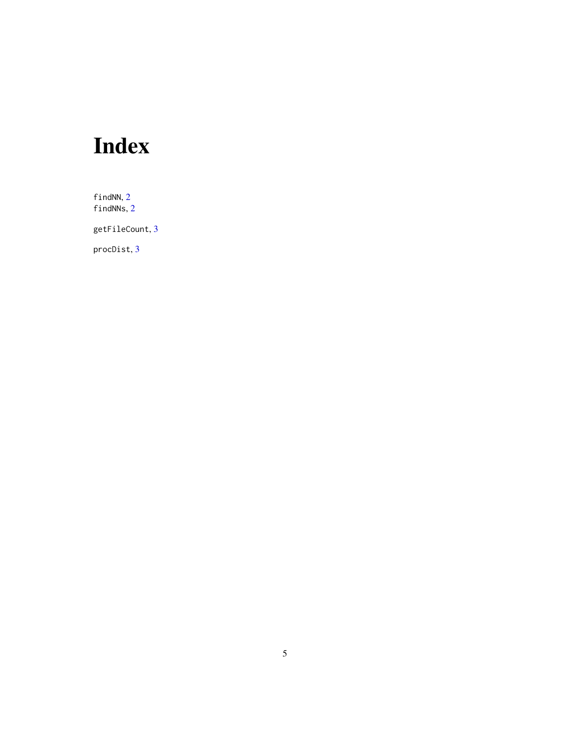# Index

findNN, 2
findNNs, 2

getFileCount, 3

procDist, 3